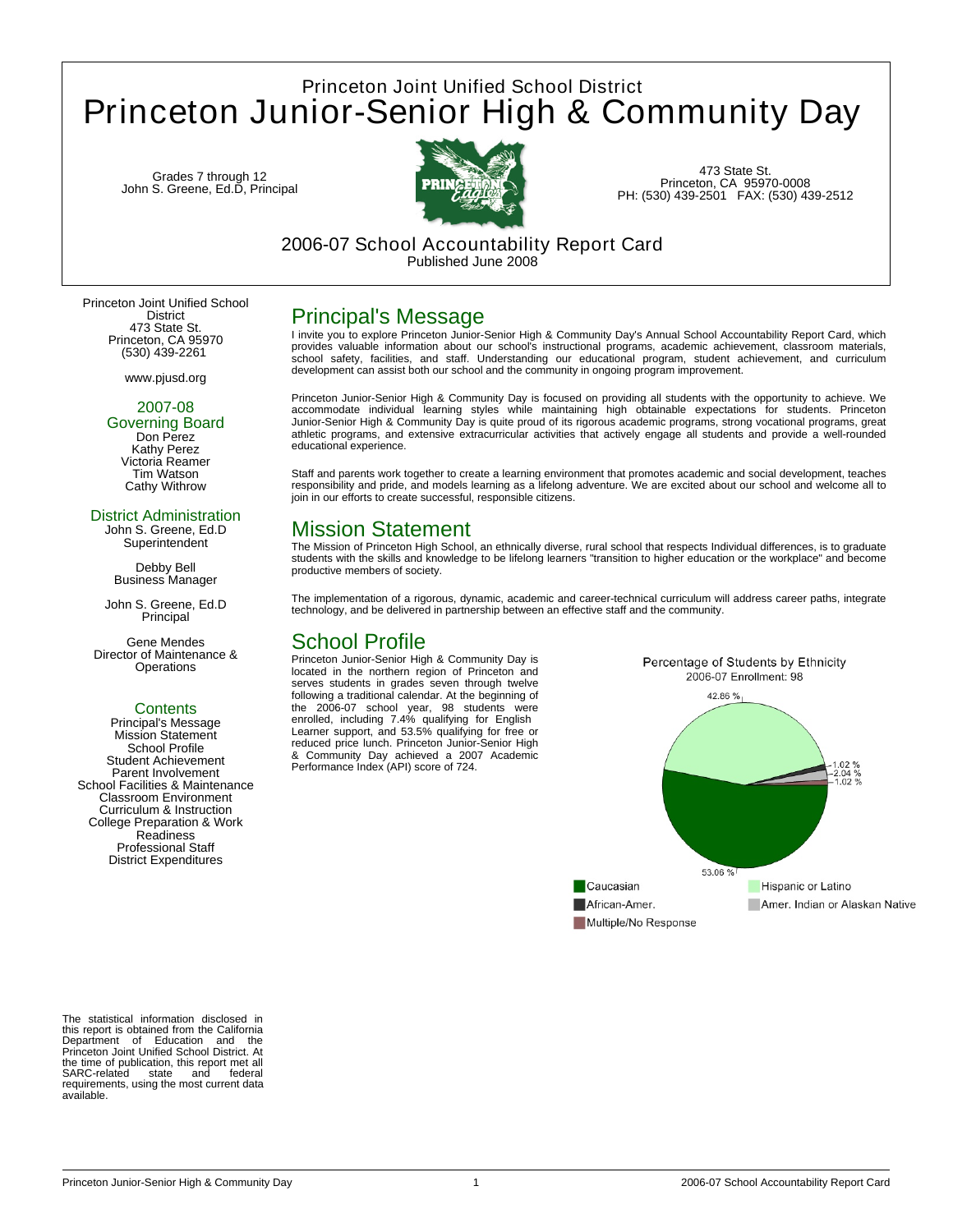Princeton Joint Unified School District

# Princeton Junior-Senior High & Community Day

Grades 7 through 12
John S. Greene, Ed.D, Principal

473 State St.
Princeton, CA 95970-0008
PH: (530) 439-2501 FAX: (530) 439-2512

## 2006-07 School Accountability Report Card

Published June 2008

Princeton Joint Unified School District
473 State St.
Princeton, CA 95970
(530) 439-2261

www.pjusd.org

### 2007-08 Governing Board

Don Perez
Kathy Perez
Victoria Reamer
Tim Watson
Cathy Withrow

### District Administration

John S. Greene, Ed.D
Superintendent

Debby Bell
Business Manager

John S. Greene, Ed.D
Principal

Gene Mendes
Director of Maintenance & Operations

### Contents

Principal's Message
Mission Statement
School Profile
Student Achievement
Parent Involvement
School Facilities & Maintenance
Classroom Environment
Curriculum & Instruction
College Preparation & Work Readiness
Professional Staff
District Expenditures

The statistical information disclosed in this report is obtained from the California Department of Education and the Princeton Joint Unified School District. At the time of publication, this report met all SARC-related state and federal requirements, using the most current data available.

## Principal's Message

I invite you to explore Princeton Junior-Senior High & Community Day's Annual School Accountability Report Card, which provides valuable information about our school's instructional programs, academic achievement, classroom materials, school safety, facilities, and staff. Understanding our educational program, student achievement, and curriculum development can assist both our school and the community in ongoing program improvement.

Princeton Junior-Senior High & Community Day is focused on providing all students with the opportunity to achieve. We accommodate individual learning styles while maintaining high obtainable expectations for students. Princeton Junior-Senior High & Community Day is quite proud of its rigorous academic programs, strong vocational programs, great athletic programs, and extensive extracurricular activities that actively engage all students and provide a well-rounded educational experience.

Staff and parents work together to create a learning environment that promotes academic and social development, teaches responsibility and pride, and models learning as a lifelong adventure. We are excited about our school and welcome all to join in our efforts to create successful, responsible citizens.

## Mission Statement

The Mission of Princeton High School, an ethnically diverse, rural school that respects Individual differences, is to graduate students with the skills and knowledge to be lifelong learners "transition to higher education or the workplace" and become productive members of society.

The implementation of a rigorous, dynamic, academic and career-technical curriculum will address career paths, integrate technology, and be delivered in partnership between an effective staff and the community.

## School Profile

Princeton Junior-Senior High & Community Day is located in the northern region of Princeton and serves students in grades seven through twelve following a traditional calendar. At the beginning of the 2006-07 school year, 98 students were enrolled, including 7.4% qualifying for English Learner support, and 53.5% qualifying for free or reduced price lunch. Princeton Junior-Senior High & Community Day achieved a 2007 Academic Performance Index (API) score of 724.

**Percentage of Students by Ethnicity**
2006-07 Enrollment: 98

| Ethnicity | Percentage |
|---|---|
| Caucasian | 53.06 % |
| Hispanic or Latino | 42.86 % |
| African-Amer. | 1.02 % |
| Amer. Indian or Alaskan Native | 2.04 % |
| Multiple/No Response | 1.02 % |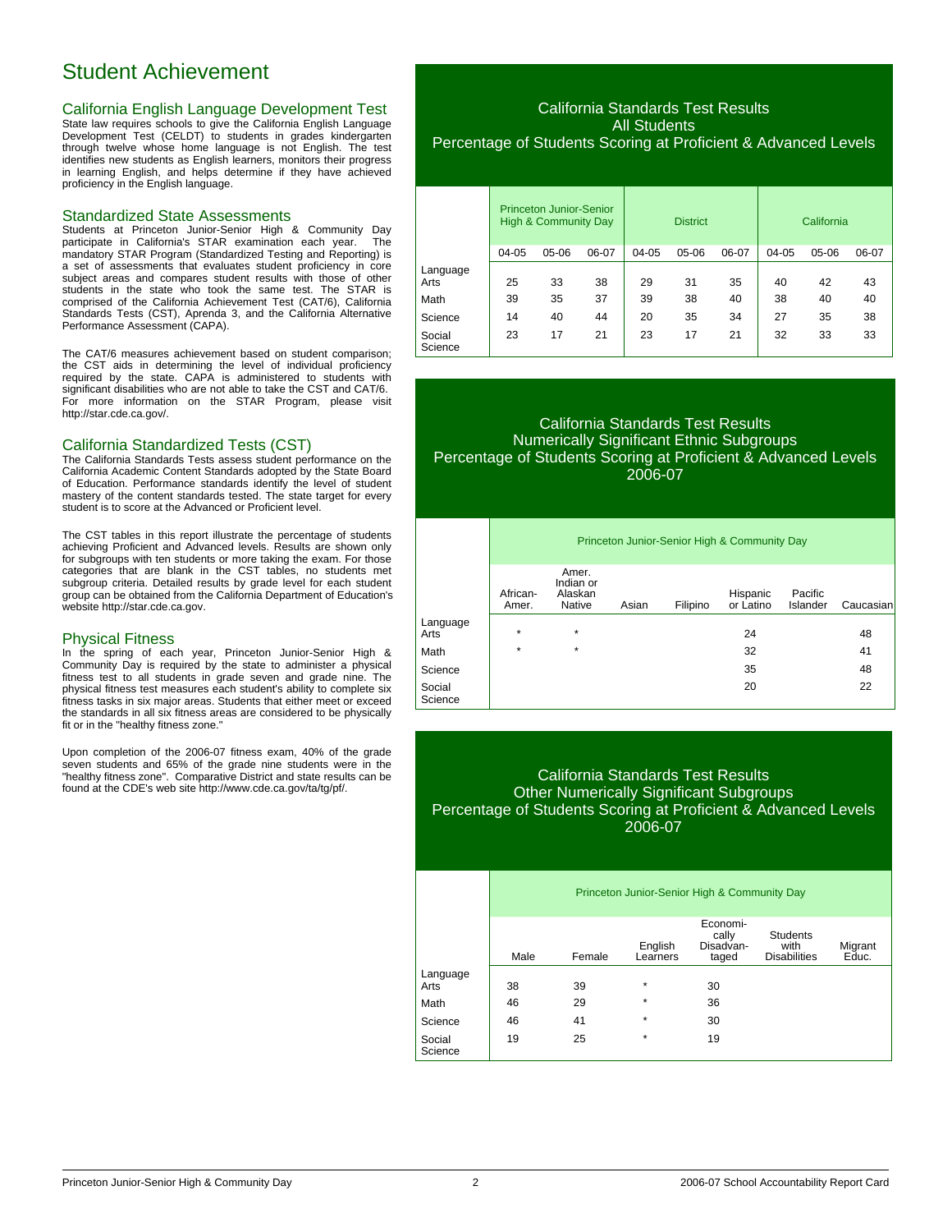# Student Achievement

## California English Language Development Test

State law requires schools to give the California English Language Development Test (CELDT) to students in grades kindergarten through twelve whose home language is not English. The test identifies new students as English learners, monitors their progress in learning English, and helps determine if they have achieved proficiency in the English language.

## Standardized State Assessments

Students at Princeton Junior-Senior High & Community Day participate in California's STAR examination each year. The mandatory STAR Program (Standardized Testing and Reporting) is a set of assessments that evaluates student proficiency in core subject areas and compares student results with those of other students in the state who took the same test. The STAR is comprised of the California Achievement Test (CAT/6), California Standards Tests (CST), Aprenda 3, and the California Alternative Performance Assessment (CAPA).

The CAT/6 measures achievement based on student comparison; the CST aids in determining the level of individual proficiency required by the state. CAPA is administered to students with significant disabilities who are not able to take the CST and CAT/6. For more information on the STAR Program, please visit http://star.cde.ca.gov/.

## California Standardized Tests (CST)

The California Standards Tests assess student performance on the California Academic Content Standards adopted by the State Board of Education. Performance standards identify the level of student mastery of the content standards tested. The state target for every student is to score at the Advanced or Proficient level.

The CST tables in this report illustrate the percentage of students achieving Proficient and Advanced levels. Results are shown only for subgroups with ten students or more taking the exam. For those categories that are blank in the CST tables, no students met subgroup criteria. Detailed results by grade level for each student group can be obtained from the California Department of Education's website http://star.cde.ca.gov.

## Physical Fitness

In the spring of each year, Princeton Junior-Senior High & Community Day is required by the state to administer a physical fitness test to all students in grade seven and grade nine. The physical fitness test measures each student's ability to complete six fitness tasks in six major areas. Students that either meet or exceed the standards in all six fitness areas are considered to be physically fit or in the "healthy fitness zone."

Upon completion of the 2006-07 fitness exam, 40% of the grade seven students and 65% of the grade nine students were in the "healthy fitness zone". Comparative District and state results can be found at the CDE's web site http://www.cde.ca.gov/ta/tg/pf/.

### California Standards Test Results
### All Students
### Percentage of Students Scoring at Proficient & Advanced Levels

| | Princeton Junior-Senior High & Community Day | | | District | | | California | | |
|---|---|---|---|---|---|---|---|---|---|
| | 04-05 | 05-06 | 06-07 | 04-05 | 05-06 | 06-07 | 04-05 | 05-06 | 06-07 |
| Language Arts | 25 | 33 | 38 | 29 | 31 | 35 | 40 | 42 | 43 |
| Math | 39 | 35 | 37 | 39 | 38 | 40 | 38 | 40 | 40 |
| Science | 14 | 40 | 44 | 20 | 35 | 34 | 27 | 35 | 38 |
| Social Science | 23 | 17 | 21 | 23 | 17 | 21 | 32 | 33 | 33 |

### California Standards Test Results
### Numerically Significant Ethnic Subgroups
### Percentage of Students Scoring at Proficient & Advanced Levels
### 2006-07

| | Princeton Junior-Senior High & Community Day | | | | | | |
|---|---|---|---|---|---|---|---|
| | African-Amer. | Amer. Indian or Alaskan Native | Asian | Filipino | Hispanic or Latino | Pacific Islander | Caucasian |
| Language Arts | * | * | | | 24 | | 48 |
| Math | * | * | | | 32 | | 41 |
| Science | | | | | 35 | | 48 |
| Social Science | | | | | 20 | | 22 |

### California Standards Test Results
### Other Numerically Significant Subgroups
### Percentage of Students Scoring at Proficient & Advanced Levels
### 2006-07

| | Princeton Junior-Senior High & Community Day | | | | | |
|---|---|---|---|---|---|---|
| | Male | Female | English Learners | Economically Disadvantaged | Students with Disabilities | Migrant Educ. |
| Language Arts | 38 | 39 | * | 30 | | |
| Math | 46 | 29 | * | 36 | | |
| Science | 46 | 41 | * | 30 | | |
| Social Science | 19 | 25 | * | 19 | | |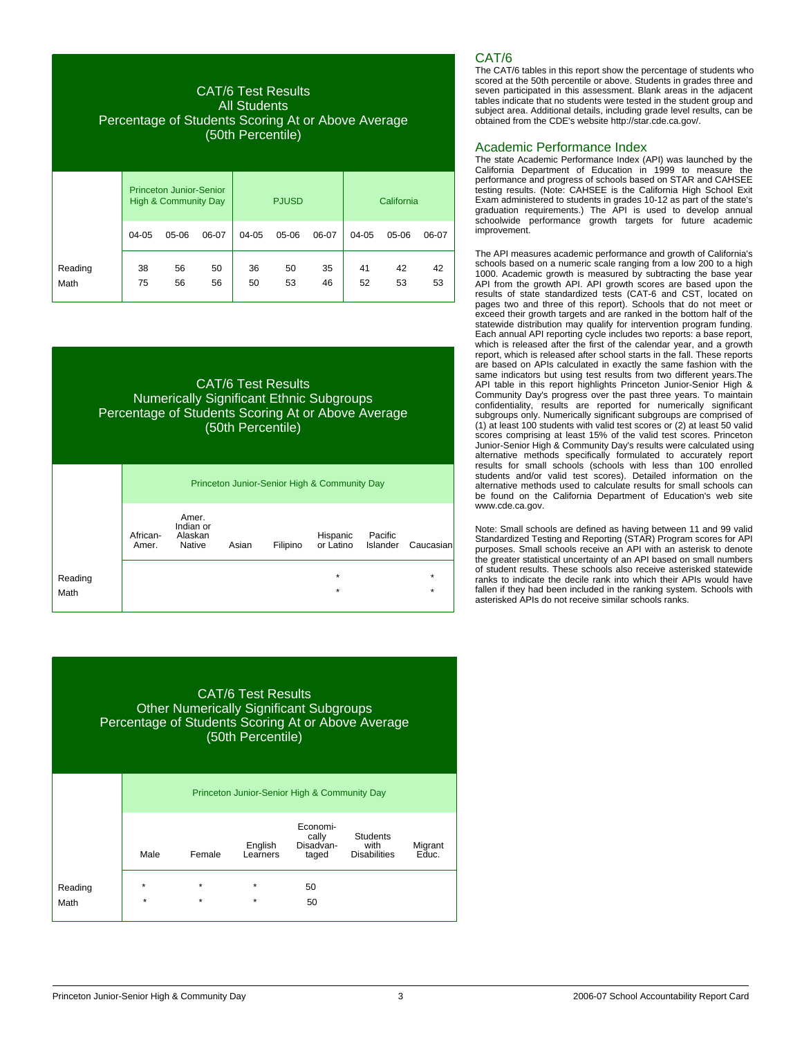## CAT/6 Test Results
### All Students
### Percentage of Students Scoring At or Above Average (50th Percentile)

| | Princeton Junior-Senior High & Community Day | | | PJUSD | | | California | | |
|---|---|---|---|---|---|---|---|---|---|
| | 04-05 | 05-06 | 06-07 | 04-05 | 05-06 | 06-07 | 04-05 | 05-06 | 06-07 |
| Reading | 38 | 56 | 50 | 36 | 50 | 35 | 41 | 42 | 42 |
| Math | 75 | 56 | 56 | 50 | 53 | 46 | 52 | 53 | 53 |

## CAT/6 Test Results
### Numerically Significant Ethnic Subgroups
### Percentage of Students Scoring At or Above Average (50th Percentile)

| | Princeton Junior-Senior High & Community Day | | | | | | |
|---|---|---|---|---|---|---|---|
| | African-Amer. | Amer. Indian or Alaskan Native | Asian | Filipino | Hispanic or Latino | Pacific Islander | Caucasian |
| Reading | | | | | * | | * |
| Math | | | | | * | | * |

## CAT/6 Test Results
### Other Numerically Significant Subgroups
### Percentage of Students Scoring At or Above Average (50th Percentile)

| | Princeton Junior-Senior High & Community Day | | | | | |
|---|---|---|---|---|---|---|
| | Male | Female | English Learners | Economically Disadvantaged | Students with Disabilities | Migrant Educ. |
| Reading | * | * | * | 50 | | |
| Math | * | * | * | 50 | | |

## CAT/6

The CAT/6 tables in this report show the percentage of students who scored at the 50th percentile or above. Students in grades three and seven participated in this assessment. Blank areas in the adjacent tables indicate that no students were tested in the student group and subject area. Additional details, including grade level results, can be obtained from the CDE's website http://star.cde.ca.gov/.

## Academic Performance Index

The state Academic Performance Index (API) was launched by the California Department of Education in 1999 to measure the performance and progress of schools based on STAR and CAHSEE testing results. (Note: CAHSEE is the California High School Exit Exam administered to students in grades 10-12 as part of the state's graduation requirements.) The API is used to develop annual schoolwide performance growth targets for future academic improvement.

The API measures academic performance and growth of California's schools based on a numeric scale ranging from a low 200 to a high 1000. Academic growth is measured by subtracting the base year API from the growth API. API growth scores are based upon the results of state standardized tests (CAT-6 and CST, located on pages two and three of this report). Schools that do not meet or exceed their growth targets and are ranked in the bottom half of the statewide distribution may qualify for intervention program funding. Each annual API reporting cycle includes two reports: a base report, which is released after the first of the calendar year, and a growth report, which is released after school starts in the fall. These reports are based on APIs calculated in exactly the same fashion with the same indicators but using test results from two different years.The API table in this report highlights Princeton Junior-Senior High & Community Day's progress over the past three years. To maintain confidentiality, results are reported for numerically significant subgroups only. Numerically significant subgroups are comprised of (1) at least 100 students with valid test scores or (2) at least 50 valid scores comprising at least 15% of the valid test scores. Princeton Junior-Senior High & Community Day's results were calculated using alternative methods specifically formulated to accurately report results for small schools (schools with less than 100 enrolled students and/or valid test scores). Detailed information on the alternative methods used to calculate results for small schools can be found on the California Department of Education's web site www.cde.ca.gov.

Note: Small schools are defined as having between 11 and 99 valid Standardized Testing and Reporting (STAR) Program scores for API purposes. Small schools receive an API with an asterisk to denote the greater statistical uncertainty of an API based on small numbers of student results. These schools also receive asterisked statewide ranks to indicate the decile rank into which their APIs would have fallen if they had been included in the ranking system. Schools with asterisked APIs do not receive similar schools ranks.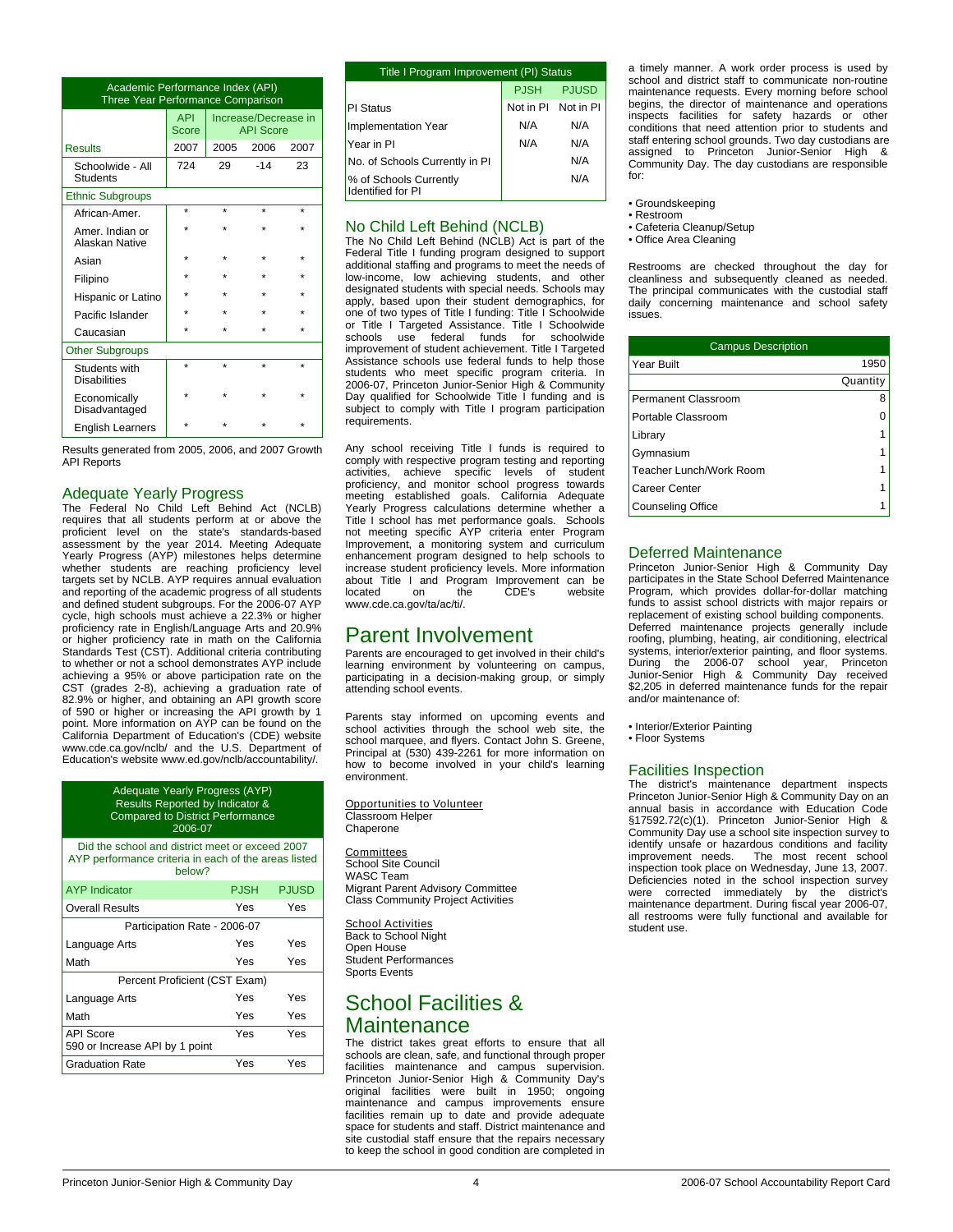| Academic Performance Index (API) Three Year Performance Comparison | | | | |
|---|---|---|---|---|
| | API Score | Increase/Decrease in API Score | | |
| Results | 2007 | 2005 | 2006 | 2007 |
| Schoolwide - All Students | 724 | 29 | -14 | 23 |
| Ethnic Subgroups | | | | |
| African-Amer. | * | * | * | * |
| Amer. Indian or Alaskan Native | * | * | * | * |
| Asian | * | * | * | * |
| Filipino | * | * | * | * |
| Hispanic or Latino | * | * | * | * |
| Pacific Islander | * | * | * | * |
| Caucasian | * | * | * | * |
| Other Subgroups | | | | |
| Students with Disabilities | * | * | * | * |
| Economically Disadvantaged | * | * | * | * |
| English Learners | * | * | * | * |

Results generated from 2005, 2006, and 2007 Growth API Reports

## Adequate Yearly Progress

The Federal No Child Left Behind Act (NCLB) requires that all students perform at or above the proficient level on the state's standards-based assessment by the year 2014. Meeting Adequate Yearly Progress (AYP) milestones helps determine whether students are reaching proficiency level targets set by NCLB. AYP requires annual evaluation and reporting of the academic progress of all students and defined student subgroups. For the 2006-07 AYP cycle, high schools must achieve a 22.3% or higher proficiency rate in English/Language Arts and 20.9% or higher proficiency rate in math on the California Standards Test (CST). Additional criteria contributing to whether or not a school demonstrates AYP include achieving a 95% or above participation rate on the CST (grades 2-8), achieving a graduation rate of 82.9% or higher, and obtaining an API growth score of 590 or higher or increasing the API growth by 1 point. More information on AYP can be found on the California Department of Education's (CDE) website www.cde.ca.gov/nclb/ and the U.S. Department of Education's website www.ed.gov/nclb/accountability/.

| Adequate Yearly Progress (AYP) Results Reported by Indicator & Compared to District Performance 2006-07 | | |
|---|---|---|
| Did the school and district meet or exceed 2007 AYP performance criteria in each of the areas listed below? | | |
| AYP Indicator | PJSH | PJUSD |
| Overall Results | Yes | Yes |
| Participation Rate - 2006-07 | | |
| Language Arts | Yes | Yes |
| Math | Yes | Yes |
| Percent Proficient (CST Exam) | | |
| Language Arts | Yes | Yes |
| Math | Yes | Yes |
| API Score 590 or Increase API by 1 point | Yes | Yes |
| Graduation Rate | Yes | Yes |

| Title I Program Improvement (PI) Status | | |
|---|---|---|
| | PJSH | PJUSD |
| PI Status | Not in PI | Not in PI |
| Implementation Year | N/A | N/A |
| Year in PI | N/A | N/A |
| No. of Schools Currently in PI | | N/A |
| % of Schools Currently Identified for PI | | N/A |

## No Child Left Behind (NCLB)

The No Child Left Behind (NCLB) Act is part of the Federal Title I funding program designed to support additional staffing and programs to meet the needs of low-income, low achieving students, and other designated students with special needs. Schools may apply, based upon their student demographics, for one of two types of Title I funding: Title I Schoolwide or Title I Targeted Assistance. Title I Schoolwide schools use federal funds for schoolwide improvement of student achievement. Title I Targeted Assistance schools use federal funds to help those students who meet specific program criteria. In 2006-07, Princeton Junior-Senior High & Community Day qualified for Schoolwide Title I funding and is subject to comply with Title I program participation requirements.

Any school receiving Title I funds is required to comply with respective program testing and reporting activities, achieve specific levels of student proficiency, and monitor school progress towards meeting established goals. California Adequate Yearly Progress calculations determine whether a Title I school has met performance goals. Schools not meeting specific AYP criteria enter Program Improvement, a monitoring system and curriculum enhancement program designed to help schools to increase student proficiency levels. More information about Title I and Program Improvement can be located on the CDE's website www.cde.ca.gov/ta/ac/ti/.

# Parent Involvement

Parents are encouraged to get involved in their child's learning environment by volunteering on campus, participating in a decision-making group, or simply attending school events.

Parents stay informed on upcoming events and school activities through the school web site, the school marquee, and flyers. Contact John S. Greene, Principal at (530) 439-2261 for more information on how to become involved in your child's learning environment.

Opportunities to Volunteer
Classroom Helper
Chaperone

Committees
School Site Council
WASC Team
Migrant Parent Advisory Committee
Class Community Project Activities

School Activities
Back to School Night
Open House
Student Performances
Sports Events

# School Facilities & Maintenance

The district takes great efforts to ensure that all schools are clean, safe, and functional through proper facilities maintenance and campus supervision. Princeton Junior-Senior High & Community Day's original facilities were built in 1950; ongoing maintenance and campus improvements ensure facilities remain up to date and provide adequate space for students and staff. District maintenance and site custodial staff ensure that the repairs necessary to keep the school in good condition are completed in a timely manner. A work order process is used by school and district staff to communicate non-routine maintenance requests. Every morning before school begins, the director of maintenance and operations inspects facilities for safety hazards or other conditions that need attention prior to students and staff entering school grounds. Two day custodians are assigned to Princeton Junior-Senior High & Community Day. The day custodians are responsible for:

- Groundskeeping
- Restroom
- Cafeteria Cleanup/Setup
- Office Area Cleaning

Restrooms are checked throughout the day for cleanliness and subsequently cleaned as needed. The principal communicates with the custodial staff daily concerning maintenance and school safety issues.

| Campus Description | |
|---|---|
| Year Built | 1950 |
| | Quantity |
| Permanent Classroom | 8 |
| Portable Classroom | 0 |
| Library | 1 |
| Gymnasium | 1 |
| Teacher Lunch/Work Room | 1 |
| Career Center | 1 |
| Counseling Office | 1 |

## Deferred Maintenance

Princeton Junior-Senior High & Community Day participates in the State School Deferred Maintenance Program, which provides dollar-for-dollar matching funds to assist school districts with major repairs or replacement of existing school building components. Deferred maintenance projects generally include roofing, plumbing, heating, air conditioning, electrical systems, interior/exterior painting, and floor systems. During the 2006-07 school year, Princeton Junior-Senior High & Community Day received $2,205 in deferred maintenance funds for the repair and/or maintenance of:

- Interior/Exterior Painting
- Floor Systems

## Facilities Inspection

The district's maintenance department inspects Princeton Junior-Senior High & Community Day on an annual basis in accordance with Education Code §17592.72(c)(1). Princeton Junior-Senior High & Community Day use a school site inspection survey to identify unsafe or hazardous conditions and facility improvement needs. The most recent school inspection took place on Wednesday, June 13, 2007. Deficiencies noted in the school inspection survey were corrected immediately by the district's maintenance department. During fiscal year 2006-07, all restrooms were fully functional and available for student use.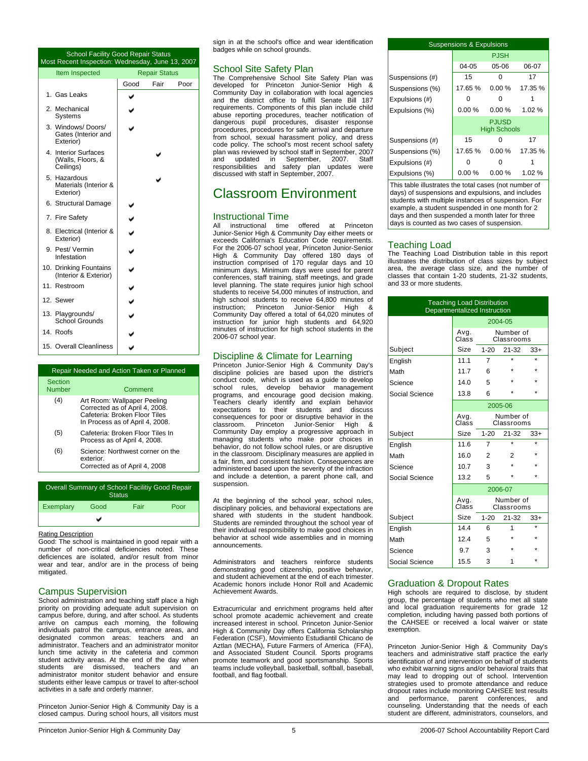| School Facility Good Repair Status Most Recent Inspection: Wednesday, June 13, 2007 | | | |
|---|---|---|---|
| Item Inspected | Repair Status | | |
| | Good | Fair | Poor |
| 1. Gas Leaks | ✔ | | |
| 2. Mechanical Systems | ✔ | | |
| 3. Windows/ Doors/ Gates (Interior and Exterior) | ✔ | | |
| 4. Interior Surfaces (Walls, Floors, & Ceilings) | | ✔ | |
| 5. Hazardous Materials (Interior & Exterior) | | ✔ | |
| 6. Structural Damage | ✔ | | |
| 7. Fire Safety | ✔ | | |
| 8. Electrical (Interior & Exterior) | ✔ | | |
| 9. Pest/ Vermin Infestation | ✔ | | |
| 10. Drinking Fountains (Interior & Exterior) | ✔ | | |
| 11. Restroom | ✔ | | |
| 12. Sewer | ✔ | | |
| 13. Playgrounds/ School Grounds | ✔ | | |
| 14. Roofs | ✔ | | |
| 15. Overall Cleanliness | ✔ | | |

| Repair Needed and Action Taken or Planned | |
|---|---|
| Section Number | Comment |
| (4) | Art Room: Wallpaper Peeling Corrected as of April 4, 2008. Cafeteria: Broken Floor Tiles In Process as of April 4, 2008. |
| (5) | Cafeteria: Broken Floor Tiles In Process as of April 4, 2008. |
| (6) | Science: Northwest corner on the exterior. Corrected as of April 4, 2008 |

| Overall Summary of School Facilitiy Good Repair Status | | | |
|---|---|---|---|
| Exemplary | Good | Fair | Poor |
| | ✔ | | |

Rating Description

Good: The school is maintained in good repair with a number of non-critical deficiencies noted. These deficiences are isolated, and/or result from minor wear and tear, and/or are in the process of being mitigated.

## Campus Supervision

School administration and teaching staff place a high priority on providing adequate adult supervision on campus before, during, and after school. As students arrive on campus each morning, the following individuals patrol the campus, entrance areas, and designated common areas: teachers and an administrator. Teachers and an administrator monitor lunch time activity in the cafeteria and common student activity areas. At the end of the day when students are dismissed, teachers and an administrator monitor student behavior and ensure students either leave campus or travel to after-school activities in a safe and orderly manner.

Princeton Junior-Senior High & Community Day is a closed campus. During school hours, all visitors must sign in at the school's office and wear identification badges while on school grounds.

## School Site Safety Plan

The Comprehensive School Site Safety Plan was developed for Princeton Junior-Senior High & Community Day in collaboration with local agencies and the district office to fulfill Senate Bill 187 requirements. Components of this plan include child abuse reporting procedures, teacher notification of dangerous pupil procedures, disaster response procedures, procedures for safe arrival and departure from school, sexual harassment policy, and dress code policy. The school's most recent school safety plan was reviewed by school staff in September, 2007 and updated in September, 2007. Staff responsibilities and safety plan updates were discussed with staff in September, 2007.

# Classroom Environment

## Instructional Time

All instructional time offered at Princeton Junior-Senior High & Community Day either meets or exceeds California's Education Code requirements. For the 2006-07 school year, Princeton Junior-Senior High & Community Day offered 180 days of instruction comprised of 170 regular days and 10 minimum days. Minimum days were used for parent conferences, staff training, staff meetings, and grade level planning. The state requires junior high school students to receive 54,000 minutes of instruction, and high school students to receive 64,800 minutes of instruction; Princeton Junior-Senior High & Community Day offered a total of 64,020 minutes of instruction for junior high students and 64,920 minutes of instruction for high school students in the 2006-07 school year.

## Discipline & Climate for Learning

Princeton Junior-Senior High & Community Day's discipline policies are based upon the district's conduct code, which is used as a guide to develop school rules, develop behavior management programs, and encourage good decision making. Teachers clearly identify and explain behavior expectations to their students and discuss consequences for poor or disruptive behavior in the classroom. Princeton Junior-Senior High & Community Day employ a progressive approach in managing students who make poor choices in behavior, do not follow school rules, or are disruptive in the classroom. Disciplinary measures are applied in a fair, firm, and consistent fashion. Consequences are administered based upon the severity of the infraction and include a detention, a parent phone call, and suspension.

At the beginning of the school year, school rules, disciplinary policies, and behavioral expectations are shared with students in the student handbook. Students are reminded throughout the school year of their individual responsibility to make good choices in behavior at school wide assemblies and in morning announcements.

Administrators and teachers reinforce students demonstrating good citizenship, positive behavior, and student achievement at the end of each trimester. Academic honors include Honor Roll and Academic Achievement Awards.

Extracurricular and enrichment programs held after school promote academic achievement and create increased interest in school. Princeton Junior-Senior High & Community Day offers California Scholarship Federation (CSF), Movimiento Estudiantil Chicano de Aztlan (MECHA), Future Farmers of America (FFA), and Associated Student Council. Sports programs promote teamwork and good sportsmanship. Sports teams include volleyball, basketball, softball, baseball, football, and flag football.

| Suspensions & Expulsions | | | |
|---|---|---|---|
| | PJSH | | |
| | 04-05 | 05-06 | 06-07 |
| Suspensions (#) | 15 | 0 | 17 |
| Suspensions (%) | 17.65 % | 0.00 % | 17.35 % |
| Expulsions (#) | 0 | 0 | 1 |
| Expulsions (%) | 0.00 % | 0.00 % | 1.02 % |
| | PJUSD High Schools | | |
| Suspensions (#) | 15 | 0 | 17 |
| Suspensions (%) | 17.65 % | 0.00 % | 17.35 % |
| Expulsions (#) | 0 | 0 | 1 |
| Expulsions (%) | 0.00 % | 0.00 % | 1.02 % |

This table illustrates the total cases (not number of days) of suspensions and expulsions, and includes students with multiple instances of suspension. For example, a student suspended in one month for 2 days and then suspended a month later for three days is counted as two cases of suspension.

## Teaching Load

The Teaching Load Distribution table in this report illustrates the distribution of class sizes by subject area, the average class size, and the number of classes that contain 1-20 students, 21-32 students, and 33 or more students.

| Teaching Load Distribution Departmentalized Instruction | | | | |
|---|---|---|---|---|
| | 2004-05 | | | |
| | Avg. Class | Number of Classrooms | | |
| Subject | Size | 1-20 | 21-32 | 33+ |
| English | 11.1 | 7 | * | * |
| Math | 11.7 | 6 | * | * |
| Science | 14.0 | 5 | * | * |
| Social Science | 13.8 | 6 | * | * |
| | 2005-06 | | | |
| | Avg. Class | Number of Classrooms | | |
| Subject | Size | 1-20 | 21-32 | 33+ |
| English | 11.6 | 7 | * | * |
| Math | 16.0 | 2 | 2 | * |
| Science | 10.7 | 3 | * | * |
| Social Science | 13.2 | 5 | * | * |
| | 2006-07 | | | |
| | Avg. Class | Number of Classrooms | | |
| Subject | Size | 1-20 | 21-32 | 33+ |
| English | 14.4 | 6 | 1 | * |
| Math | 12.4 | 5 | * | * |
| Science | 9.7 | 3 | * | * |
| Social Science | 15.5 | 3 | 1 | * |

## Graduation & Dropout Rates

High schools are required to disclose, by student group, the percentage of students who met all state and local graduation requirements for grade 12 completion, including having passed both portions of the CAHSEE or received a local waiver or state exemption.

Princeton Junior-Senior High & Community Day's teachers and administrative staff practice the early identification of and intervention on behalf of students who exhibit warning signs and/or behavioral traits that may lead to dropping out of school. Intervention strategies used to promote attendance and reduce dropout rates include monitoring CAHSEE test results and performance, parent conferences, and counseling. Understanding that the needs of each student are different, administrators, counselors, and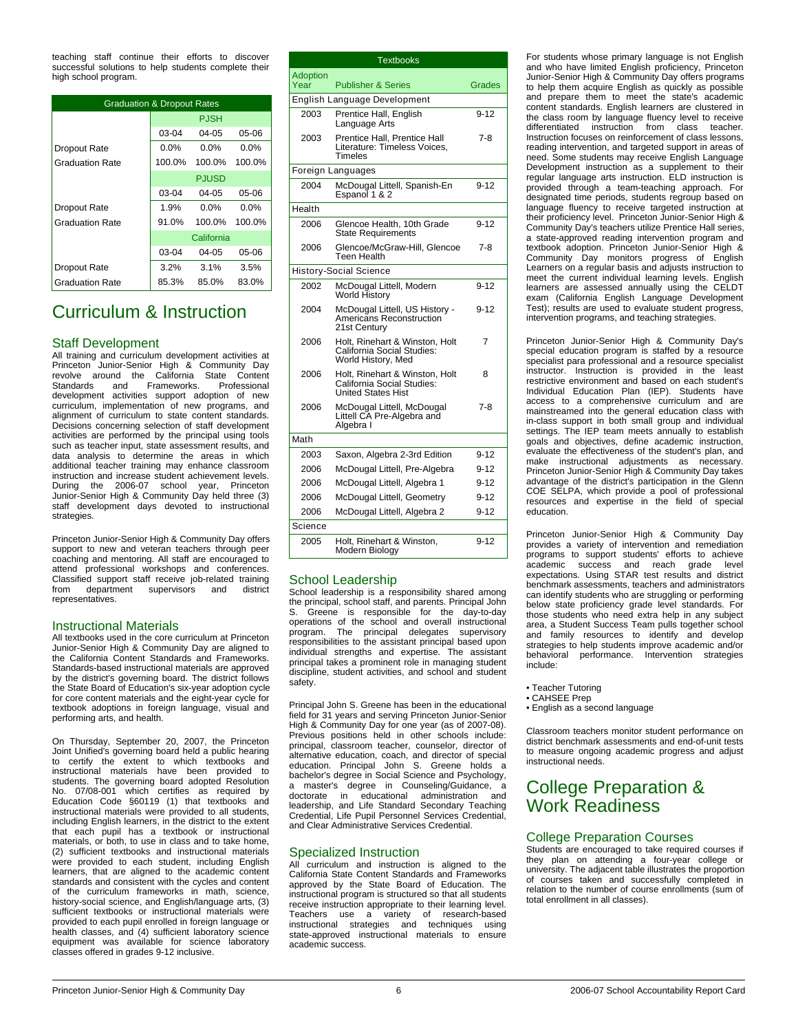teaching staff continue their efforts to discover successful solutions to help students complete their high school program.

| Graduation & Dropout Rates | | | |
|---|---|---|---|
| | PJSH | | |
| | 03-04 | 04-05 | 05-06 |
| Dropout Rate | 0.0% | 0.0% | 0.0% |
| Graduation Rate | 100.0% | 100.0% | 100.0% |
| | PJUSD | | |
| | 03-04 | 04-05 | 05-06 |
| Dropout Rate | 1.9% | 0.0% | 0.0% |
| Graduation Rate | 91.0% | 100.0% | 100.0% |
| | California | | |
| | 03-04 | 04-05 | 05-06 |
| Dropout Rate | 3.2% | 3.1% | 3.5% |
| Graduation Rate | 85.3% | 85.0% | 83.0% |

# Curriculum & Instruction

## Staff Development

All training and curriculum development activities at Princeton Junior-Senior High & Community Day revolve around the California State Content Standards and Frameworks. Professional development activities support adoption of new curriculum, implementation of new programs, and alignment of curriculum to state content standards. Decisions concerning selection of staff development activities are performed by the principal using tools such as teacher input, state assessment results, and data analysis to determine the areas in which additional teacher training may enhance classroom instruction and increase student achievement levels. During the 2006-07 school year, Princeton Junior-Senior High & Community Day held three (3) staff development days devoted to instructional strategies.

Princeton Junior-Senior High & Community Day offers support to new and veteran teachers through peer coaching and mentoring. All staff are encouraged to attend professional workshops and conferences. Classified support staff receive job-related training from department supervisors and district representatives.

## Instructional Materials

All textbooks used in the core curriculum at Princeton Junior-Senior High & Community Day are aligned to the California Content Standards and Frameworks. Standards-based instructional materials are approved by the district's governing board. The district follows the State Board of Education's six-year adoption cycle for core content materials and the eight-year cycle for textbook adoptions in foreign language, visual and performing arts, and health.

On Thursday, September 20, 2007, the Princeton Joint Unified's governing board held a public hearing to certify the extent to which textbooks and instructional materials have been provided to students. The governing board adopted Resolution No. 07/08-001 which certifies as required by Education Code §60119 (1) that textbooks and instructional materials were provided to all students, including English learners, in the district to the extent that each pupil has a textbook or instructional materials, or both, to use in class and to take home, (2) sufficient textbooks and instructional materials were provided to each student, including English learners, that are aligned to the academic content standards and consistent with the cycles and content of the curriculum frameworks in math, science, history-social science, and English/language arts, (3) sufficient textbooks or instructional materials were provided to each pupil enrolled in foreign language or health classes, and (4) sufficient laboratory science equipment was available for science laboratory classes offered in grades 9-12 inclusive.

| Textbooks | | |
|---|---|---|
| Adoption Year | Publisher & Series | Grades |
| English Language Development | | |
| 2003 | Prentice Hall, English Language Arts | 9-12 |
| 2003 | Prentice Hall, Prentice Hall Literature: Timeless Voices, Timeles | 7-8 |
| Foreign Languages | | |
| 2004 | McDougal Littell, Spanish-En Espanol 1 & 2 | 9-12 |
| Health | | |
| 2006 | Glencoe Health, 10th Grade State Requirements | 9-12 |
| 2006 | Glencoe/McGraw-Hill, Glencoe Teen Health | 7-8 |
| History-Social Science | | |
| 2002 | McDougal Littell, Modern World History | 9-12 |
| 2004 | McDougal Littell, US History - Americans Reconstruction 21st Century | 9-12 |
| 2006 | Holt, Rinehart & Winston, Holt California Social Studies: World History, Med | 7 |
| 2006 | Holt, Rinehart & Winston, Holt California Social Studies: United States Hist | 8 |
| 2006 | McDougal Littell, McDougal Littell CA Pre-Algebra and Algebra I | 7-8 |
| Math | | |
| 2003 | Saxon, Algebra 2-3rd Edition | 9-12 |
| 2006 | McDougal Littell, Pre-Algebra | 9-12 |
| 2006 | McDougal Littell, Algebra 1 | 9-12 |
| 2006 | McDougal Littell, Geometry | 9-12 |
| 2006 | McDougal Littell, Algebra 2 | 9-12 |
| Science | | |
| 2005 | Holt, Rinehart & Winston, Modern Biology | 9-12 |

## School Leadership

School leadership is a responsibility shared among the principal, school staff, and parents. Principal John S. Greene is responsible for the day-to-day operations of the school and overall instructional program. The principal delegates supervisory responsibilities to the assistant principal based upon individual strengths and expertise. The assistant principal takes a prominent role in managing student discipline, student activities, and school and student safety.

Principal John S. Greene has been in the educational field for 31 years and serving Princeton Junior-Senior High & Community Day for one year (as of 2007-08). Previous positions held in other schools include: principal, classroom teacher, counselor, director of alternative education, coach, and director of special education. Principal John S. Greene holds a bachelor's degree in Social Science and Psychology, a master's degree in Counseling/Guidance, a doctorate in educational administration and leadership, and Life Standard Secondary Teaching Credential, Life Pupil Personnel Services Credential, and Clear Administrative Services Credential.

## Specialized Instruction

All curriculum and instruction is aligned to the California State Content Standards and Frameworks approved by the State Board of Education. The instructional program is structured so that all students receive instruction appropriate to their learning level. Teachers use a variety of research-based instructional strategies and techniques using state-approved instructional materials to ensure academic success.

For students whose primary language is not English and who have limited English proficiency, Princeton Junior-Senior High & Community Day offers programs to help them acquire English as quickly as possible and prepare them to meet the state's academic content standards. English learners are clustered in the class room by language fluency level to receive differentiated instruction from class teacher. Instruction focuses on reinforcement of class lessons, reading intervention, and targeted support in areas of need. Some students may receive English Language Development instruction as a supplement to their regular language arts instruction. ELD instruction is provided through a team-teaching approach. For designated time periods, students regroup based on language fluency to receive targeted instruction at their proficiency level. Princeton Junior-Senior High & Community Day's teachers utilize Prentice Hall series, a state-approved reading intervention program and textbook adoption. Princeton Junior-Senior High & Community Day monitors progress of English Learners on a regular basis and adjusts instruction to meet the current individual learning levels. English learners are assessed annually using the CELDT exam (California English Language Development Test); results are used to evaluate student progress, intervention programs, and teaching strategies.

Princeton Junior-Senior High & Community Day's special education program is staffed by a resource specialist para professional and a resource specialist instructor. Instruction is provided in the least restrictive environment and based on each student's Individual Education Plan (IEP). Students have access to a comprehensive curriculum and are mainstreamed into the general education class with in-class support in both small group and individual settings. The IEP team meets annually to establish goals and objectives, define academic instruction, evaluate the effectiveness of the student's plan, and make instructional adjustments as necessary. Princeton Junior-Senior High & Community Day takes advantage of the district's participation in the Glenn COE SELPA, which provide a pool of professional resources and expertise in the field of special education.

Princeton Junior-Senior High & Community Day provides a variety of intervention and remediation programs to support students' efforts to achieve academic success and reach grade level expectations. Using STAR test results and district benchmark assessments, teachers and administrators can identify students who are struggling or performing below state proficiency grade level standards. For those students who need extra help in any subject area, a Student Success Team pulls together school and family resources to identify and develop strategies to help students improve academic and/or behavioral performance. Intervention strategies include:

- Teacher Tutoring
- CAHSEE Prep
- English as a second language

Classroom teachers monitor student performance on district benchmark assessments and end-of-unit tests to measure ongoing academic progress and adjust instructional needs.

# College Preparation & Work Readiness

## College Preparation Courses

Students are encouraged to take required courses if they plan on attending a four-year college or university. The adjacent table illustrates the proportion of courses taken and successfully completed in relation to the number of course enrollments (sum of total enrollment in all classes).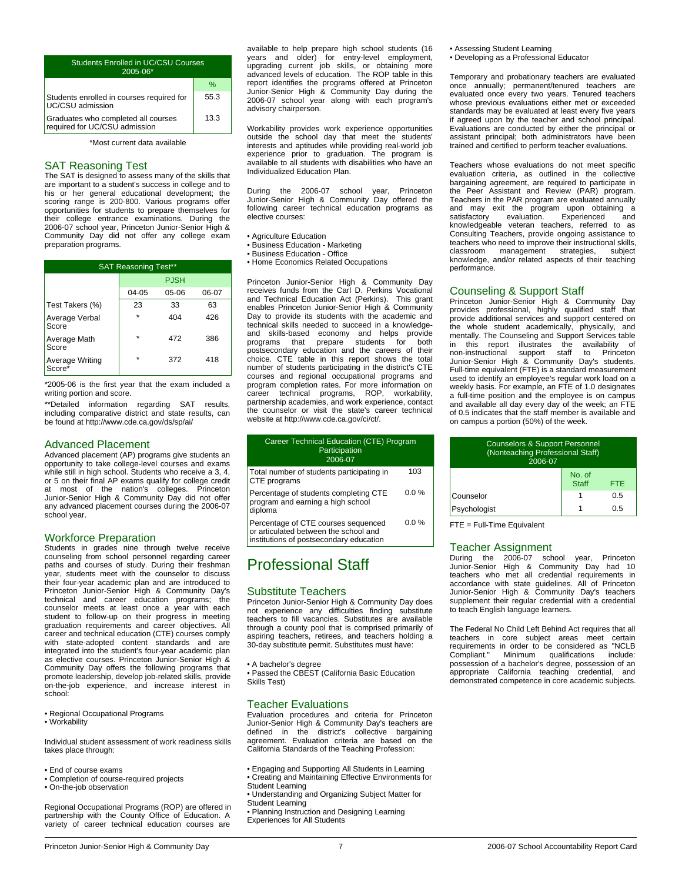| Students Enrolled in UC/CSU Courses 2005-06* | |
|---|---|
| | % |
| Students enrolled in courses required for UC/CSU admission | 55.3 |
| Graduates who completed all courses required for UC/CSU admission | 13.3 |

*Most current data available

## SAT Reasoning Test

The SAT is designed to assess many of the skills that are important to a student's success in college and to his or her general educational development; the scoring range is 200-800. Various programs offer opportunities for students to prepare themselves for their college entrance examinations. During the 2006-07 school year, Princeton Junior-Senior High & Community Day did not offer any college exam preparation programs.

| SAT Reasoning Test** | | | |
|---|---|---|---|
| | PJSH | | |
| | 04-05 | 05-06 | 06-07 |
| Test Takers (%) | 23 | 33 | 63 |
| Average Verbal Score | * | 404 | 426 |
| Average Math Score | * | 472 | 386 |
| Average Writing Score* | * | 372 | 418 |

*2005-06 is the first year that the exam included a writing portion and score.

**Detailed information regarding SAT results, including comparative district and state results, can be found at http://www.cde.ca.gov/ds/sp/ai/

## Advanced Placement

Advanced placement (AP) programs give students an opportunity to take college-level courses and exams while still in high school. Students who receive a 3, 4, or 5 on their final AP exams qualify for college credit at most of the nation's colleges. Princeton Junior-Senior High & Community Day did not offer any advanced placement courses during the 2006-07 school year.

## Workforce Preparation

Students in grades nine through twelve receive counseling from school personnel regarding career paths and courses of study. During their freshman year, students meet with the counselor to discuss their four-year academic plan and are introduced to Princeton Junior-Senior High & Community Day's technical and career education programs; the counselor meets at least once a year with each student to follow-up on their progress in meeting graduation requirements and career objectives. All career and technical education (CTE) courses comply with state-adopted content standards and are integrated into the student's four-year academic plan as elective courses. Princeton Junior-Senior High & Community Day offers the following programs that promote leadership, develop job-related skills, provide on-the-job experience, and increase interest in school:

- Regional Occupational Programs
- Workability

Individual student assessment of work readiness skills takes place through:

- End of course exams
- Completion of course-required projects
- On-the-job observation

Regional Occupational Programs (ROP) are offered in partnership with the County Office of Education. A variety of career technical education courses are available to help prepare high school students (16 years and older) for entry-level employment, upgrading current job skills, or obtaining more advanced levels of education. The ROP table in this report identifies the programs offered at Princeton Junior-Senior High & Community Day during the 2006-07 school year along with each program's advisory chairperson.

Workability provides work experience opportunities outside the school day that meet the students' interests and aptitudes while providing real-world job experience prior to graduation. The program is available to all students with disabilities who have an Individualized Education Plan.

During the 2006-07 school year, Princeton Junior-Senior High & Community Day offered the following career technical education programs as elective courses:

- Agriculture Education
- Business Education - Marketing
- Business Education - Office
- Home Economics Related Occupations

Princeton Junior-Senior High & Community Day receives funds from the Carl D. Perkins Vocational and Technical Education Act (Perkins). This grant enables Princeton Junior-Senior High & Community Day to provide its students with the academic and technical skills needed to succeed in a knowledge- and skills-based economy and helps provide programs that prepare students for both postsecondary education and the careers of their choice. CTE table in this report shows the total number of students participating in the district's CTE courses and regional occupational programs and program completion rates. For more information on career technical programs, ROP, workability, partnership academies, and work experience, contact the counselor or visit the state's career technical website at http://www.cde.ca.gov/ci/ct/.

| Career Technical Education (CTE) Program Participation 2006-07 | |
|---|---|
| Total number of students participating in CTE programs | 103 |
| Percentage of students completing CTE program and earning a high school diploma | 0.0 % |
| Percentage of CTE courses sequenced or articulated between the school and institutions of postsecondary education | 0.0 % |

# Professional Staff

## Substitute Teachers

Princeton Junior-Senior High & Community Day does not experience any difficulties finding substitute teachers to fill vacancies. Substitutes are available through a county pool that is comprised primarily of aspiring teachers, retirees, and teachers holding a 30-day substitute permit. Substitutes must have:

- A bachelor's degree
- Passed the CBEST (California Basic Education Skills Test)

## Teacher Evaluations

Evaluation procedures and criteria for Princeton Junior-Senior High & Community Day's teachers are defined in the district's collective bargaining agreement. Evaluation criteria are based on the California Standards of the Teaching Profession:

- Engaging and Supporting All Students in Learning
- Creating and Maintaining Effective Environments for Student Learning
- Understanding and Organizing Subject Matter for Student Learning
- Planning Instruction and Designing Learning Experiences for All Students
- Assessing Student Learning
- Developing as a Professional Educator

Temporary and probationary teachers are evaluated once annually; permanent/tenured teachers are evaluated once every two years. Tenured teachers whose previous evaluations either met or exceeded standards may be evaluated at least every five years if agreed upon by the teacher and school principal. Evaluations are conducted by either the principal or assistant principal; both administrators have been trained and certified to perform teacher evaluations.

Teachers whose evaluations do not meet specific evaluation criteria, as outlined in the collective bargaining agreement, are required to participate in the Peer Assistant and Review (PAR) program. Teachers in the PAR program are evaluated annually and may exit the program upon obtaining a satisfactory evaluation. Experienced and knowledgeable veteran teachers, referred to as Consulting Teachers, provide ongoing assistance to teachers who need to improve their instructional skills, classroom management strategies, subject knowledge, and/or related aspects of their teaching performance.

## Counseling & Support Staff

Princeton Junior-Senior High & Community Day provides professional, highly qualified staff that provide additional services and support centered on the whole student academically, physically, and mentally. The Counseling and Support Services table in this report illustrates the availability of non-instructional support staff to Princeton Junior-Senior High & Community Day's students. Full-time equivalent (FTE) is a standard measurement used to identify an employee's regular work load on a weekly basis. For example, an FTE of 1.0 designates a full-time position and the employee is on campus and available all day every day of the week; an FTE of 0.5 indicates that the staff member is available and on campus a portion (50%) of the week.

| Counselors & Support Personnel (Nonteaching Professional Staff) 2006-07 | | |
|---|---|---|
| | No. of Staff | FTE |
| Counselor | 1 | 0.5 |
| Psychologist | 1 | 0.5 |

FTE = Full-Time Equivalent

## Teacher Assignment

During the 2006-07 school year, Princeton Junior-Senior High & Community Day had 10 teachers who met all credential requirements in accordance with state guidelines. All of Princeton Junior-Senior High & Community Day's teachers supplement their regular credential with a credential to teach English language learners.

The Federal No Child Left Behind Act requires that all teachers in core subject areas meet certain requirements in order to be considered as "NCLB Compliant." Minimum qualifications include: possession of a bachelor's degree, possession of an appropriate California teaching credential, and demonstrated competence in core academic subjects.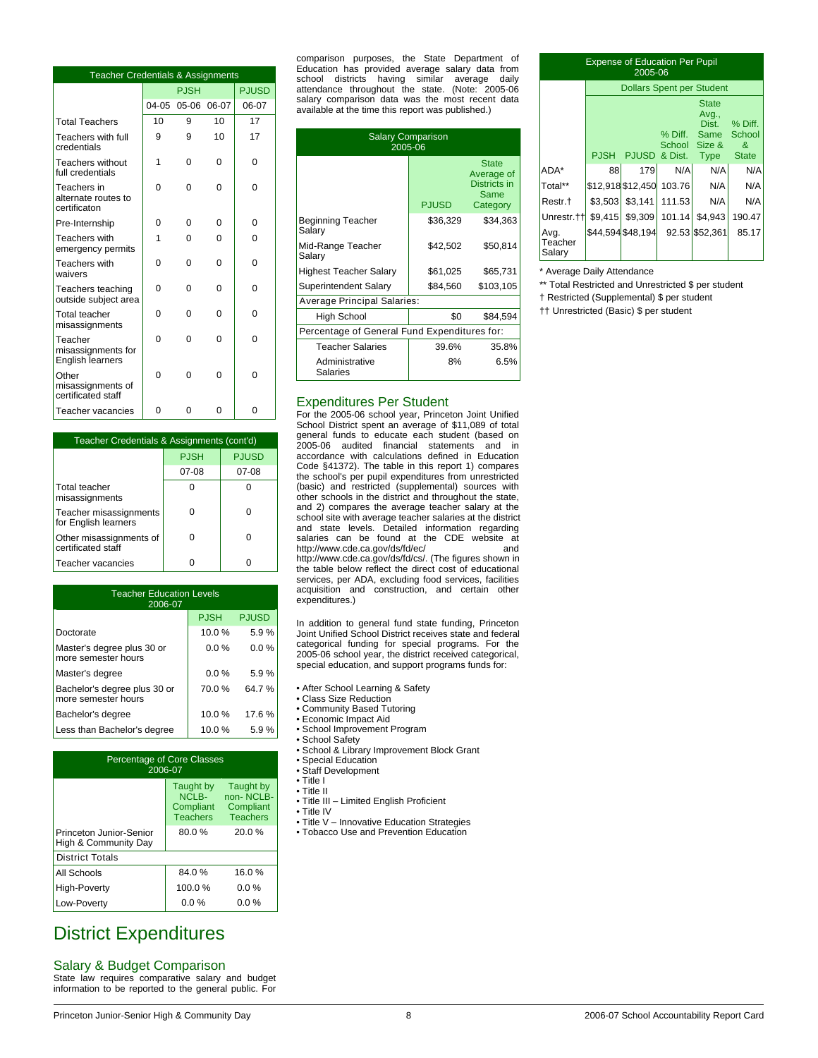| Teacher Credentials & Assignments | | | | |
|---|---|---|---|---|
| | PJSH | | | PJUSD |
| | 04-05 | 05-06 | 06-07 | 06-07 |
| Total Teachers | 10 | 9 | 10 | 17 |
| Teachers with full credentials | 9 | 9 | 10 | 17 |
| Teachers without full credentials | 1 | 0 | 0 | 0 |
| Teachers in alternate routes to certificaton | 0 | 0 | 0 | 0 |
| Pre-Internship | 0 | 0 | 0 | 0 |
| Teachers with emergency permits | 1 | 0 | 0 | 0 |
| Teachers with waivers | 0 | 0 | 0 | 0 |
| Teachers teaching outside subject area | 0 | 0 | 0 | 0 |
| Total teacher misassignments | 0 | 0 | 0 | 0 |
| Teacher misassignments for English learners | 0 | 0 | 0 | 0 |
| Other misassignments of certificated staff | 0 | 0 | 0 | 0 |
| Teacher vacancies | 0 | 0 | 0 | 0 |

| Teacher Credentials & Assignments (cont'd) | | |
|---|---|---|
| | PJSH | PJUSD |
| | 07-08 | 07-08 |
| Total teacher misassignments | 0 | 0 |
| Teacher misassignments for English learners | 0 | 0 |
| Other misassignments of certificated staff | 0 | 0 |
| Teacher vacancies | 0 | 0 |

| Teacher Education Levels 2006-07 | | |
|---|---|---|
| | PJSH | PJUSD |
| Doctorate | 10.0 % | 5.9 % |
| Master's degree plus 30 or more semester hours | 0.0 % | 0.0 % |
| Master's degree | 0.0 % | 5.9 % |
| Bachelor's degree plus 30 or more semester hours | 70.0 % | 64.7 % |
| Bachelor's degree | 10.0 % | 17.6 % |
| Less than Bachelor's degree | 10.0 % | 5.9 % |

| Percentage of Core Classes 2006-07 | | |
|---|---|---|
| | Taught by NCLB-Compliant Teachers | Taught by non- NCLB-Compliant Teachers |
| Princeton Junior-Senior High & Community Day | 80.0 % | 20.0 % |
| District Totals | | |
| All Schools | 84.0 % | 16.0 % |
| High-Poverty | 100.0 % | 0.0 % |
| Low-Poverty | 0.0 % | 0.0 % |

# District Expenditures

## Salary & Budget Comparison

State law requires comparative salary and budget information to be reported to the general public. For comparison purposes, the State Department of Education has provided average salary data from school districts having similar average daily attendance throughout the state. (Note: 2005-06 salary comparison data was the most recent data available at the time this report was published.)

| Salary Comparison 2005-06 | | |
|---|---|---|
| | PJUSD | State Average of Districts in Same Category |
| Beginning Teacher Salary | $36,329 | $34,363 |
| Mid-Range Teacher Salary | $42,502 | $50,814 |
| Highest Teacher Salary | $61,025 | $65,731 |
| Superintendent Salary | $84,560 | $103,105 |
| Average Principal Salaries: | | |
| High School | $0 | $84,594 |
| Percentage of General Fund Expenditures for: | | |
| Teacher Salaries | 39.6% | 35.8% |
| Administrative Salaries | 8% | 6.5% |

## Expenditures Per Student

For the 2005-06 school year, Princeton Joint Unified School District spent an average of $11,089 of total general funds to educate each student (based on 2005-06 audited financial statements and in accordance with calculations defined in Education Code §41372). The table in this report 1) compares the school's per pupil expenditures from unrestricted (basic) and restricted (supplemental) sources with other schools in the district and throughout the state, and 2) compares the average teacher salary at the school site with average teacher salaries at the district and state levels. Detailed information regarding salaries can be found at the CDE website at http://www.cde.ca.gov/ds/fd/ec/ and http://www.cde.ca.gov/ds/fd/cs/. (The figures shown in the table below reflect the direct cost of educational services, per ADA, excluding food services, facilities acquisition and construction, and certain other expenditures.)

In addition to general fund state funding, Princeton Joint Unified School District receives state and federal categorical funding for special programs. For the 2005-06 school year, the district received categorical, special education, and support programs funds for:

- After School Learning & Safety
- Class Size Reduction
- Community Based Tutoring
- Economic Impact Aid
- School Improvement Program
- School Safety
- School & Library Improvement Block Grant
- Special Education
- Staff Development
- Title I
- Title II
- Title III – Limited English Proficient
- Title IV
- Title V – Innovative Education Strategies
- Tobacco Use and Prevention Education

| Expense of Education Per Pupil 2005-06 | | | | | |
|---|---|---|---|---|---|
| | Dollars Spent per Student | | | | |
| | PJSH | PJUSD | % Diff. School & Dist. | State Avg., Dist. Same Size & Type | % Diff. School & State |
| ADA* | 88 | 179 | N/A | N/A | N/A |
| Total** | $12,918 | $12,450 | 103.76 | N/A | N/A |
| Restr.† | $3,503 | $3,141 | 111.53 | N/A | N/A |
| Unrestr.†† | $9,415 | $9,309 | 101.14 | $4,943 | 190.47 |
| Avg. Teacher Salary | $44,594 | $48,194 | 92.53 | $52,361 | 85.17 |

* Average Daily Attendance

** Total Restricted and Unrestricted $ per student

† Restricted (Supplemental) $ per student

†† Unrestricted (Basic) $ per student